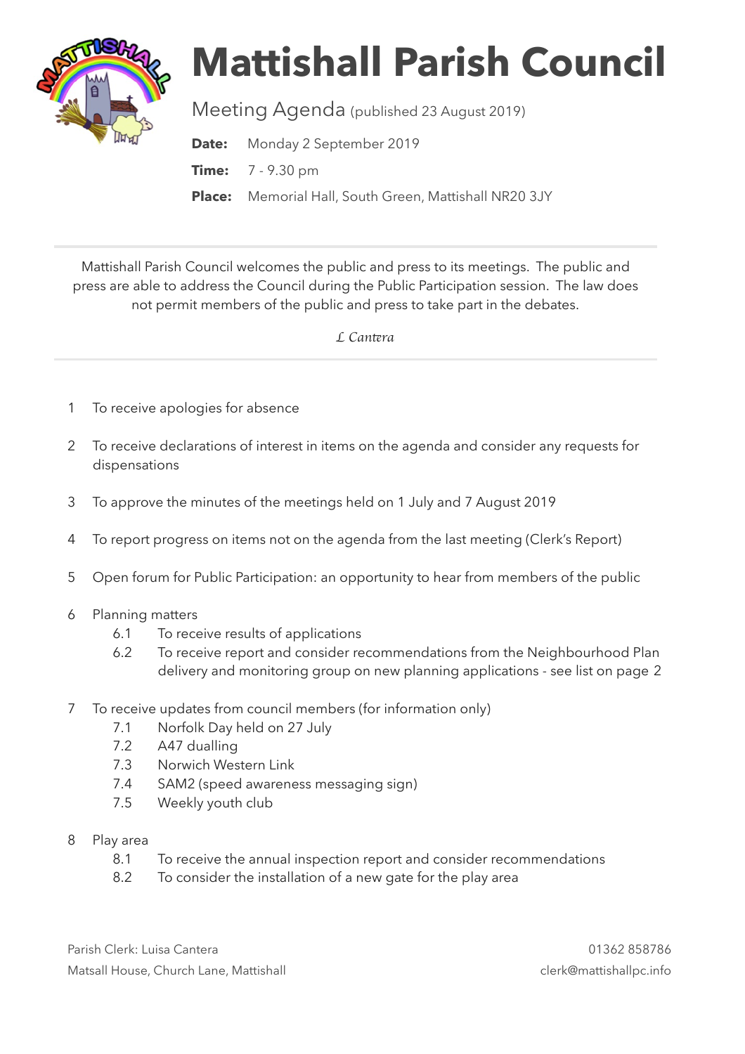# Mattishall Parish Council

Meeting Agenda (published 23 August 2019)

**Date:** Monday 2 September 2019

**Time:** 7 - 9.30 pm

**Place:** Memorial Hall, South Green, Mattishall NR20 3JY

---

Mattishall Parish Council welcomes the public and press to its meetings. The public and press are able to address the Council during the Public Participation session. The law does not permit members of the public and press to take part in the debates.

*L Cantera*

---

1. To receive apologies for absence
2. To receive declarations of interest in items on the agenda and consider any requests for dispensations
3. To approve the minutes of the meetings held on 1 July and 7 August 2019
4. To report progress on items not on the agenda from the last meeting (Clerk's Report)
5. Open forum for Public Participation: an opportunity to hear from members of the public
6. Planning matters
   - 6.1 To receive results of applications
   - 6.2 To receive report and consider recommendations from the Neighbourhood Plan delivery and monitoring group on new planning applications - see list on page 2
7. To receive updates from council members (for information only)
   - 7.1 Norfolk Day held on 27 July
   - 7.2 A47 dualling
   - 7.3 Norwich Western Link
   - 7.4 SAM2 (speed awareness messaging sign)
   - 7.5 Weekly youth club
8. Play area
   - 8.1 To receive the annual inspection report and consider recommendations
   - 8.2 To consider the installation of a new gate for the play area

Parish Clerk: Luisa Cantera
Matsall House, Church Lane, Mattishall

01362 858786
clerk@mattishallpc.info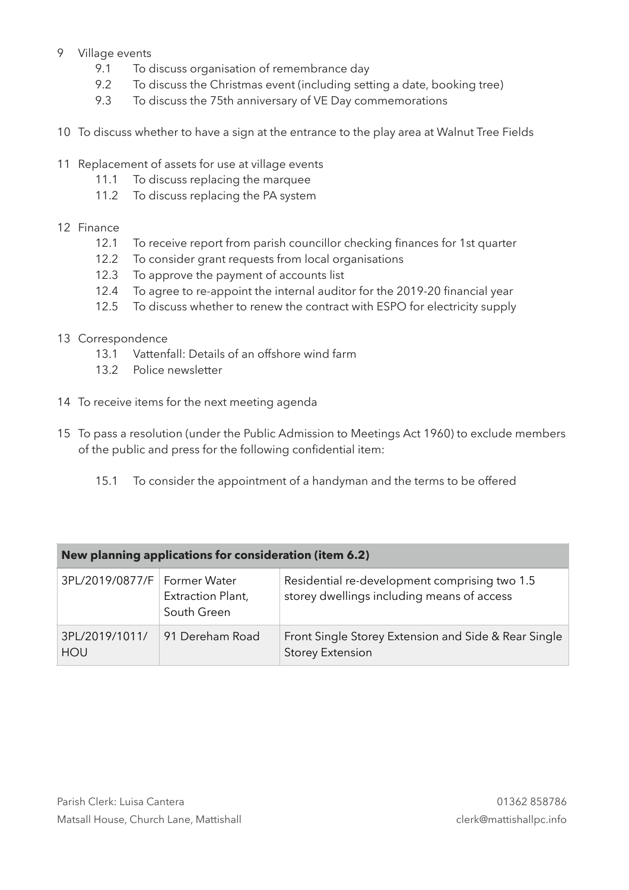9 Village events
    - 9.1 To discuss organisation of remembrance day
    - 9.2 To discuss the Christmas event (including setting a date, booking tree)
    - 9.3 To discuss the 75th anniversary of VE Day commemorations

10 To discuss whether to have a sign at the entrance to the play area at Walnut Tree Fields

11 Replacement of assets for use at village events
    - 11.1 To discuss replacing the marquee
    - 11.2 To discuss replacing the PA system

12 Finance
    - 12.1 To receive report from parish councillor checking finances for 1st quarter
    - 12.2 To consider grant requests from local organisations
    - 12.3 To approve the payment of accounts list
    - 12.4 To agree to re-appoint the internal auditor for the 2019-20 financial year
    - 12.5 To discuss whether to renew the contract with ESPO for electricity supply

13 Correspondence
    - 13.1 Vattenfall: Details of an offshore wind farm
    - 13.2 Police newsletter

14 To receive items for the next meeting agenda

15 To pass a resolution (under the Public Admission to Meetings Act 1960) to exclude members of the public and press for the following confidential item:

    - 15.1 To consider the appointment of a handyman and the terms to be offered

| **New planning applications for consideration (item 6.2)** | | |
|---|---|---|
| 3PL/2019/0877/F | Former Water Extraction Plant, South Green | Residential re-development comprising two 1.5 storey dwellings including means of access |
| 3PL/2019/1011/HOU | 91 Dereham Road | Front Single Storey Extension and Side & Rear Single Storey Extension |

Parish Clerk: Luisa Cantera
Matsall House, Church Lane, Mattishall

01362 858786
clerk@mattishallpc.info